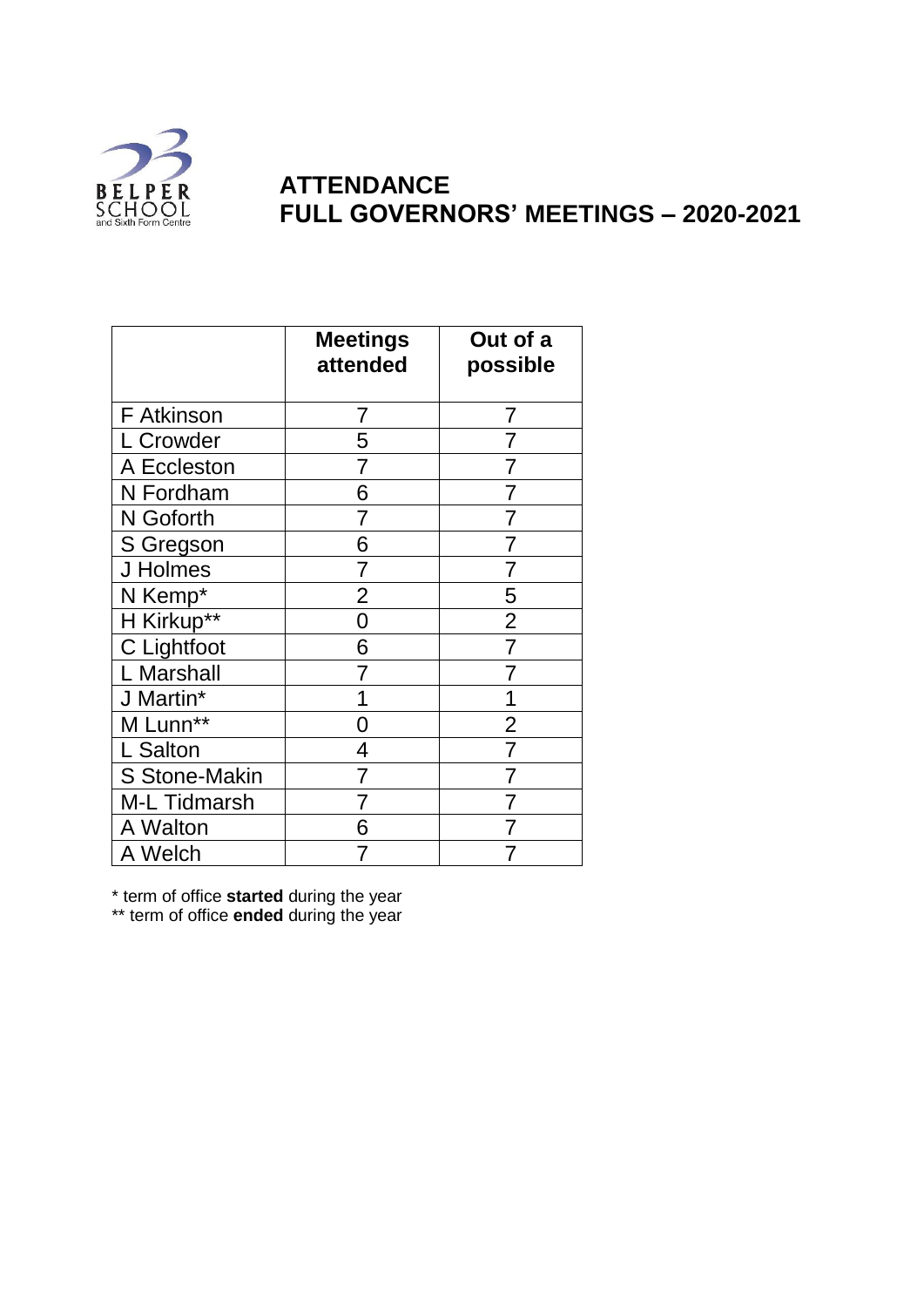# ATTENDANCE
# FULL GOVERNORS' MEETINGS – 2020-2021

| | Meetings attended | Out of a possible |
|---|---|---|
| F Atkinson | 7 | 7 |
| L Crowder | 5 | 7 |
| A Eccleston | 7 | 7 |
| N Fordham | 6 | 7 |
| N Goforth | 7 | 7 |
| S Gregson | 6 | 7 |
| J Holmes | 7 | 7 |
| N Kemp* | 2 | 5 |
| H Kirkup** | 0 | 2 |
| C Lightfoot | 6 | 7 |
| L Marshall | 7 | 7 |
| J Martin* | 1 | 1 |
| M Lunn** | 0 | 2 |
| L Salton | 4 | 7 |
| S Stone-Makin | 7 | 7 |
| M-L Tidmarsh | 7 | 7 |
| A Walton | 6 | 7 |
| A Welch | 7 | 7 |

\* term of office **started** during the year
\*\* term of office **ended** during the year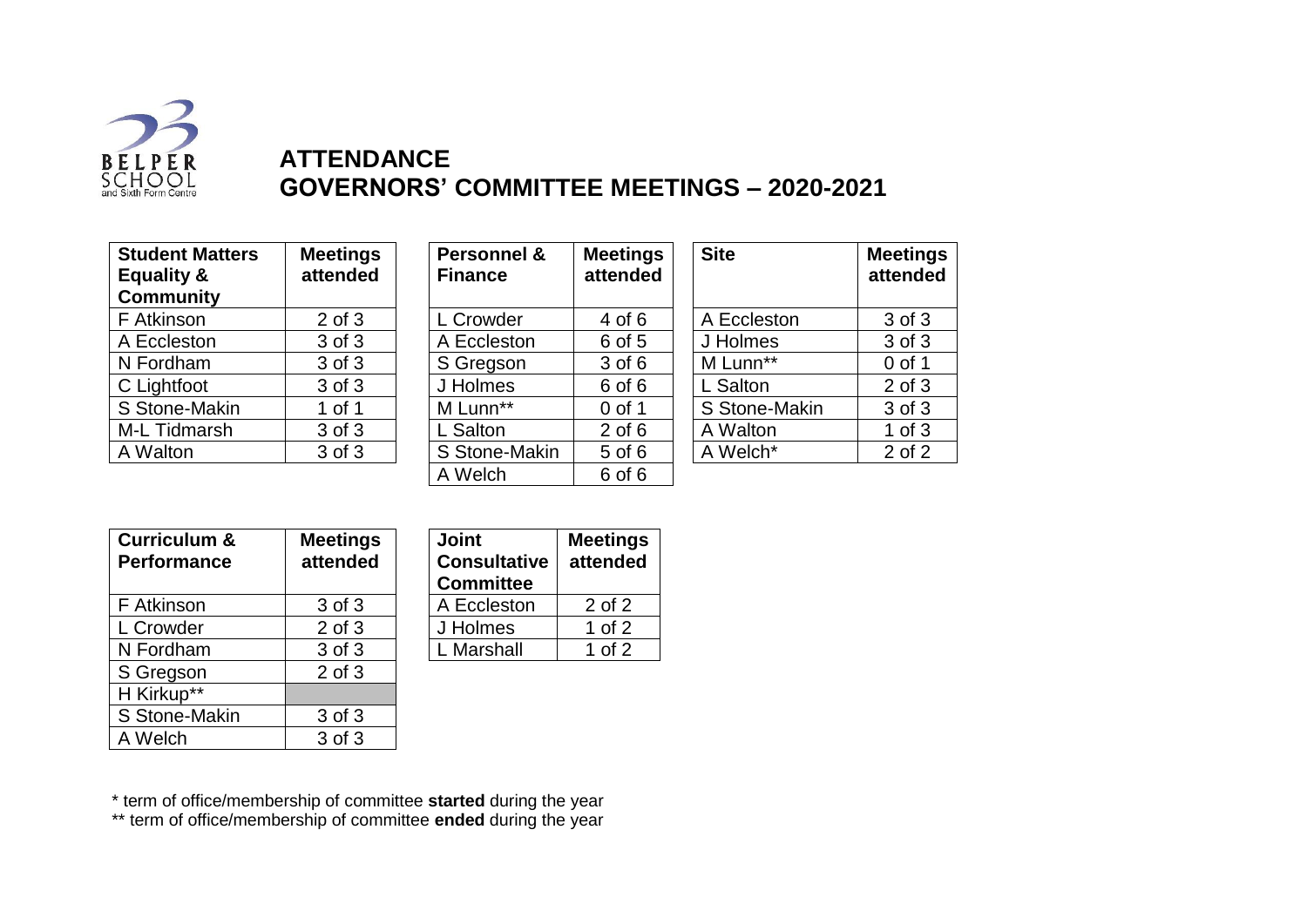# ATTENDANCE
# GOVERNORS' COMMITTEE MEETINGS – 2020-2021

| Student Matters Equality & Community | Meetings attended |
|---|---|
| F Atkinson | 2 of 3 |
| A Eccleston | 3 of 3 |
| N Fordham | 3 of 3 |
| C Lightfoot | 3 of 3 |
| S Stone-Makin | 1 of 1 |
| M-L Tidmarsh | 3 of 3 |
| A Walton | 3 of 3 |

| Personnel & Finance | Meetings attended |
|---|---|
| L Crowder | 4 of 6 |
| A Eccleston | 6 of 5 |
| S Gregson | 3 of 6 |
| J Holmes | 6 of 6 |
| M Lunn** | 0 of 1 |
| L Salton | 2 of 6 |
| S Stone-Makin | 5 of 6 |
| A Welch | 6 of 6 |

| Site | Meetings attended |
|---|---|
| A Eccleston | 3 of 3 |
| J Holmes | 3 of 3 |
| M Lunn** | 0 of 1 |
| L Salton | 2 of 3 |
| S Stone-Makin | 3 of 3 |
| A Walton | 1 of 3 |
| A Welch* | 2 of 2 |

| Curriculum & Performance | Meetings attended |
|---|---|
| F Atkinson | 3 of 3 |
| L Crowder | 2 of 3 |
| N Fordham | 3 of 3 |
| S Gregson | 2 of 3 |
| H Kirkup** | |
| S Stone-Makin | 3 of 3 |
| A Welch | 3 of 3 |

| Joint Consultative Committee | Meetings attended |
|---|---|
| A Eccleston | 2 of 2 |
| J Holmes | 1 of 2 |
| L Marshall | 1 of 2 |

\* term of office/membership of committee **started** during the year

\*\* term of office/membership of committee **ended** during the year